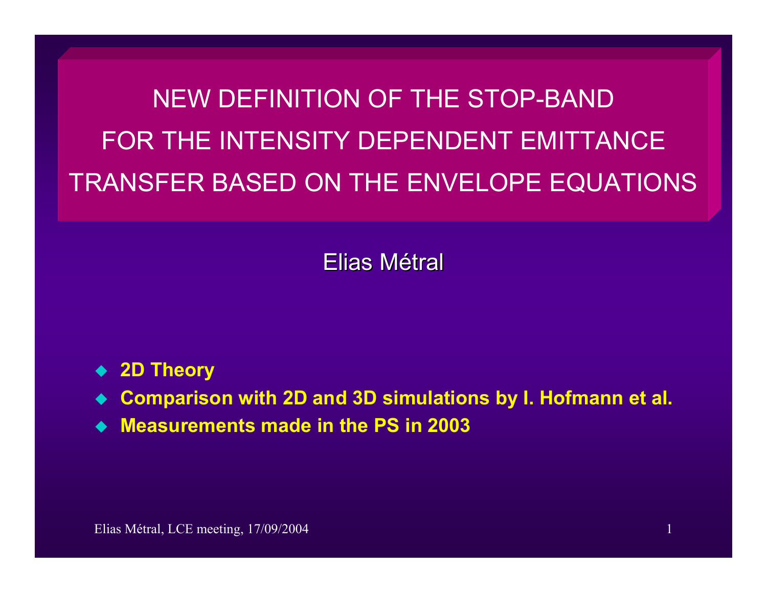# NEW DEFINITION OF THE STOP-BAND FOR THE INTENSITY DEPENDENT EMITTANCE TRANSFER BASED ON THE ENVELOPE EQUATIONS

Elias Métral

- **2D Theory**
- **Comparison with 2D and 3D simulations by I. Hofmann et al.**
- **Measurements made in the PS in 2003**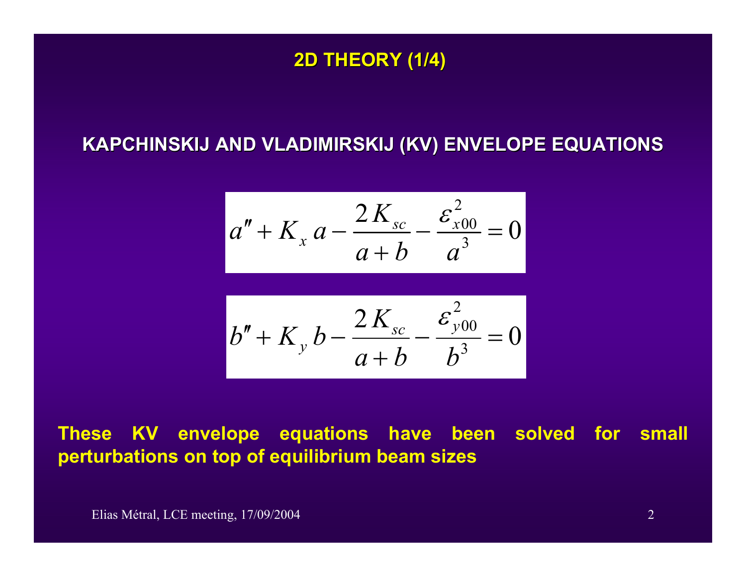# 2D THEORY (1/4)

## KAPCHINSKIJ AND VLADIMIRSKIJ (KV) ENVELOPE EQUATIONS

$$a'' + K_x \, a - \frac{2 \, K_{sc}}{a + b} - \frac{\varepsilon_{x00}^2}{a^3} = 0$$

$$b'' + K_y \, b - \frac{2 \, K_{sc}}{a + b} - \frac{\varepsilon_{y00}^2}{b^3} = 0$$

**These KV envelope equations have been solved for small perturbations on top of equilibrium beam sizes**

Elias Métral, LCE meeting, 17/09/2004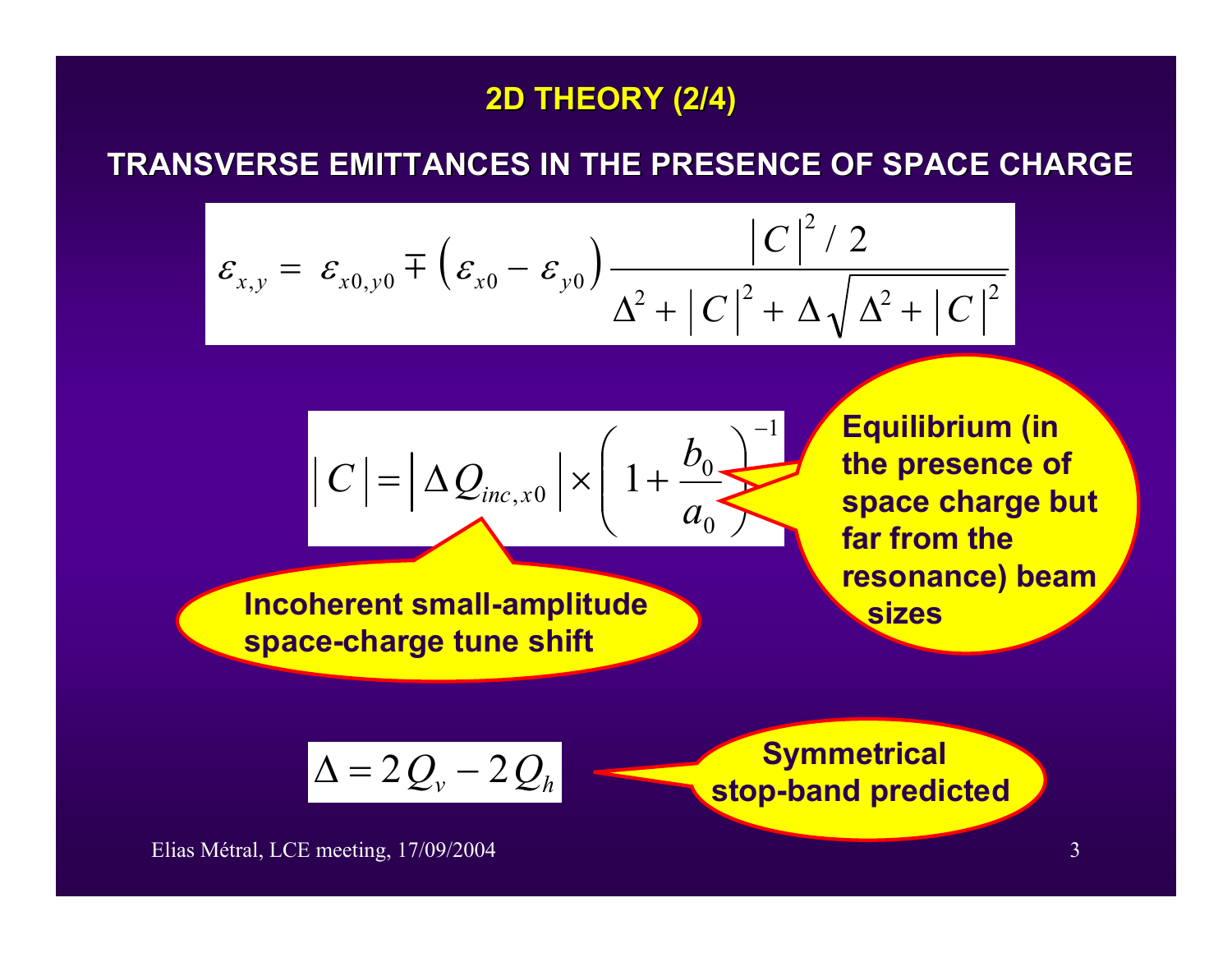## 2D THEORY (2/4)

### TRANSVERSE EMITTANCES IN THE PRESENCE OF SPACE CHARGE

$$\varepsilon_{x,y} = \varepsilon_{x0,y0} \mp \left( \varepsilon_{x0} - \varepsilon_{y0} \right) \frac{\left| C \right|^2 / 2}{\Delta^2 + \left| C \right|^2 + \Delta \sqrt{\Delta^2 + \left| C \right|^2}}$$

$$\left| C \right| = \left| \Delta Q_{inc,x0} \right| \times \left( 1 + \frac{b_0}{a_0} \right)^{-1}$$

**Incoherent small-amplitude space-charge tune shift**

**Equilibrium (in the presence of space charge but far from the resonance) beam sizes**

$$\Delta = 2\,Q_v - 2\,Q_h$$

**Symmetrical stop-band predicted**

Elias Métral, LCE meeting, 17/09/2004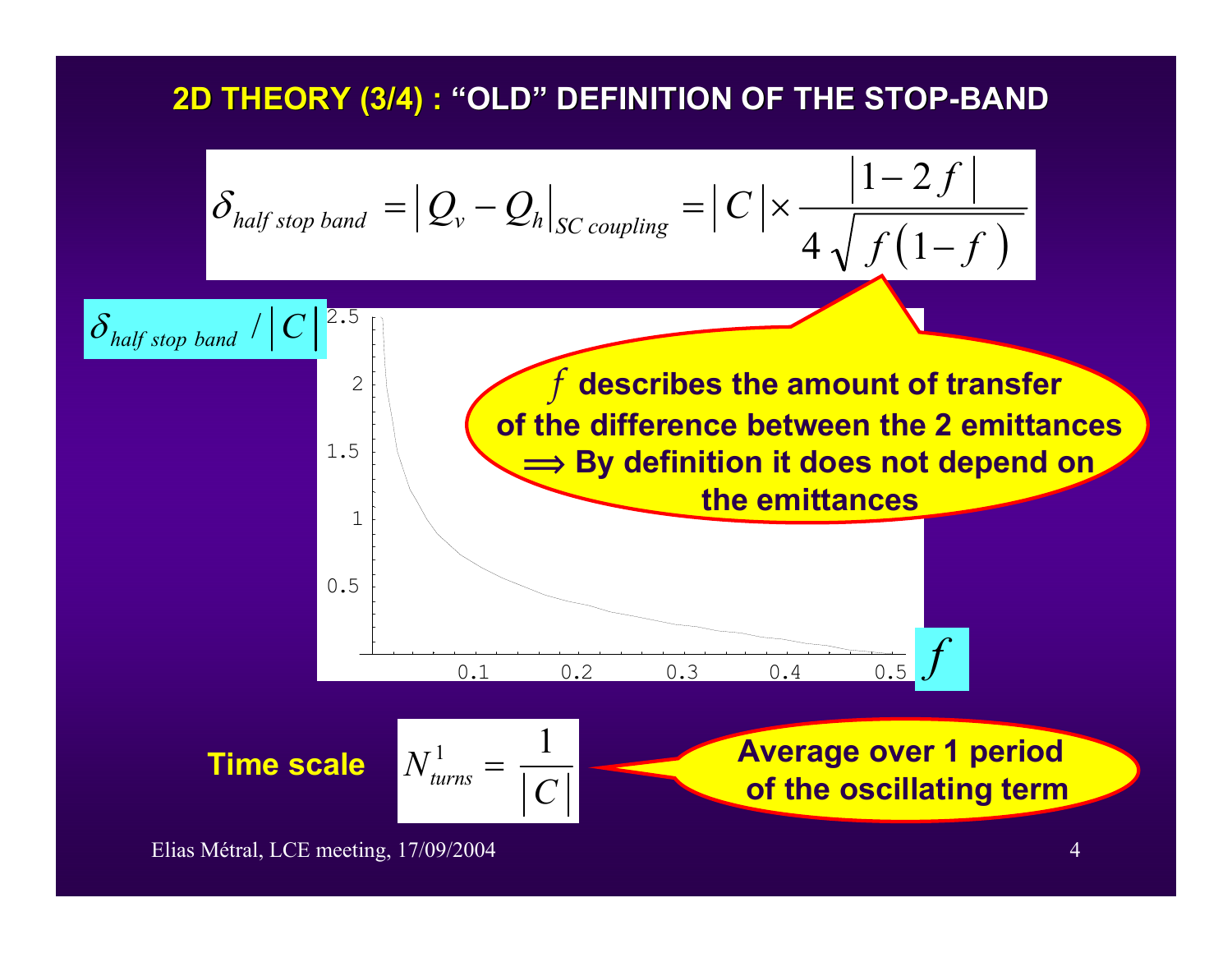## 2D THEORY (3/4) : "OLD" DEFINITION OF THE STOP-BAND

$$\delta_{half\ stop\ band} = \left| Q_v - Q_h \right|_{SC\ coupling} = \left| C \right| \times \frac{\left| 1 - 2f \right|}{4\sqrt{f\left(1-f\right)}}$$

**$f$ describes the amount of transfer of the difference between the 2 emittances ⟹ By definition it does not depend on the emittances**

$\delta_{half\ stop\ band} / \left| C \right|$

2.5

2

1.5

1

0.5

0.1 0.2 0.3 0.4 0.5

$f$

**Time scale** $N_{turns}^{1} = \frac{1}{\left| C \right|}$

**Average over 1 period of the oscillating term**

Elias Métral, LCE meeting, 17/09/2004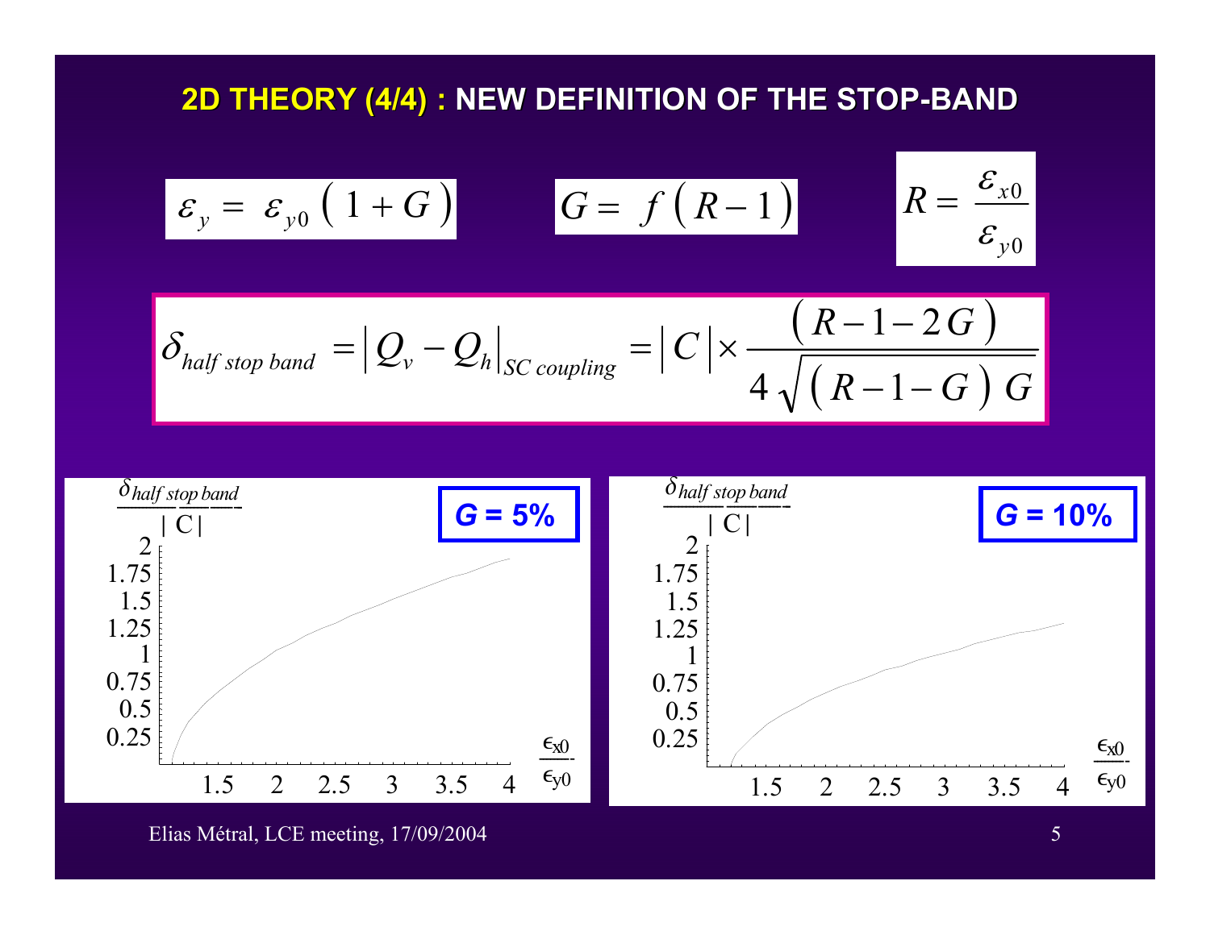# 2D THEORY (4/4) : NEW DEFINITION OF THE STOP-BAND

$$\varepsilon_y = \varepsilon_{y0} \left( 1 + G \right)$$

$$G = f \left( R - 1 \right)$$

$$R = \frac{\varepsilon_{x0}}{\varepsilon_{y0}}$$

$$\delta_{half\ stop\ band} = \left| Q_v - Q_h \right|_{SC\ coupling} = \left| C \right| \times \frac{\left( R - 1 - 2\,G \right)}{4 \sqrt{\left( R - 1 - G \right) G}}$$

**G = 5%**

Plot: $\frac{\delta_{half\ stop\ band}}{|C|}$ versus $\frac{\epsilon_{x0}}{\epsilon_{y0}}$ (y-axis: 0.25 to 2; x-axis: 1.5 to 4)

**G = 10%**

Plot: $\frac{\delta_{half\ stop\ band}}{|C|}$ versus $\frac{\epsilon_{x0}}{\epsilon_{y0}}$ (y-axis: 0.25 to 2; x-axis: 1.5 to 4)

Elias Métral, LCE meeting, 17/09/2004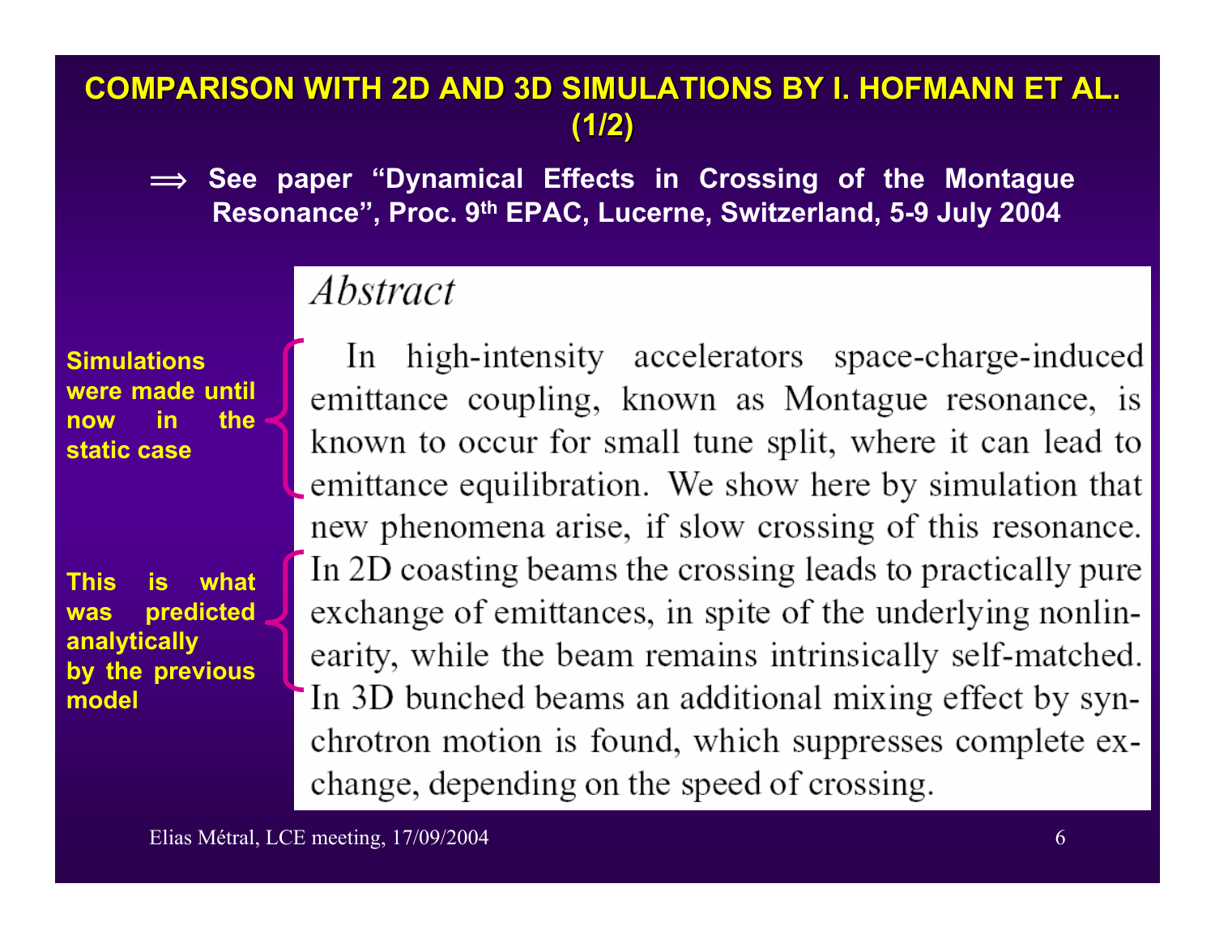# COMPARISON WITH 2D AND 3D SIMULATIONS BY I. HOFMANN ET AL. (1/2)

$\Longrightarrow$ **See paper "Dynamical Effects in Crossing of the Montague Resonance", Proc. 9th EPAC, Lucerne, Switzerland, 5-9 July 2004**

**Simulations were made until now in the static case**

**This is what was predicted analytically by the previous model**

*Abstract*

In high-intensity accelerators space-charge-induced emittance coupling, known as Montague resonance, is known to occur for small tune split, where it can lead to emittance equilibration. We show here by simulation that new phenomena arise, if slow crossing of this resonance. In 2D coasting beams the crossing leads to practically pure exchange of emittances, in spite of the underlying nonlinearity, while the beam remains intrinsically self-matched. In 3D bunched beams an additional mixing effect by synchrotron motion is found, which suppresses complete exchange, depending on the speed of crossing.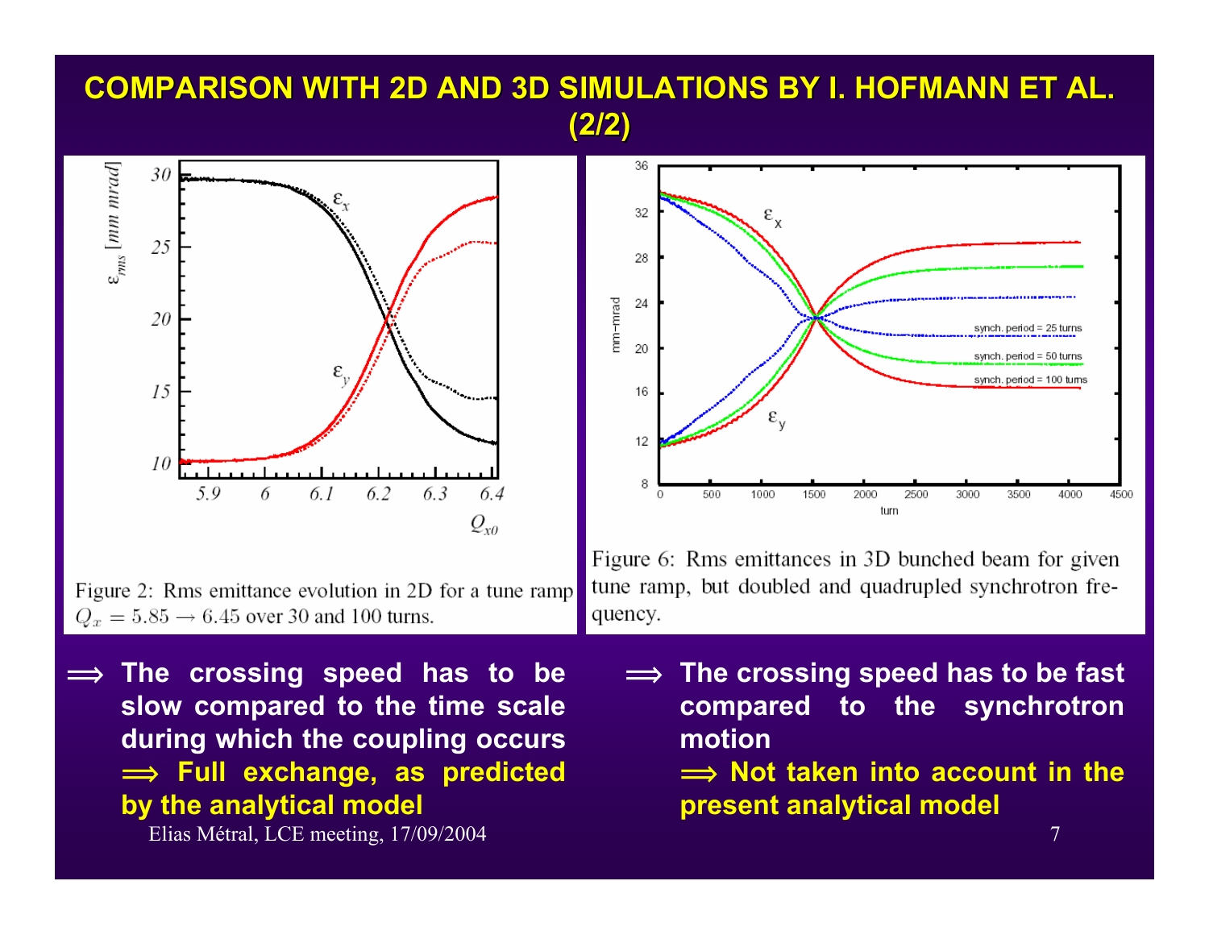# COMPARISON WITH 2D AND 3D SIMULATIONS BY I. HOFMANN ET AL. (2/2)

Figure 2: Rms emittance evolution in 2D for a tune ramp $Q_x = 5.85 \rightarrow 6.45$ over 30 and 100 turns.

Figure 6: Rms emittances in 3D bunched beam for given tune ramp, but doubled and quadrupled synchrotron frequency.

$\Longrightarrow$ **The crossing speed has to be slow compared to the time scale during which the coupling occurs $\Longrightarrow$ Full exchange, as predicted by the analytical model**

$\Longrightarrow$ **The crossing speed has to be fast compared to the synchrotron motion $\Longrightarrow$ Not taken into account in the present analytical model**

Elias Métral, LCE meeting, 17/09/2004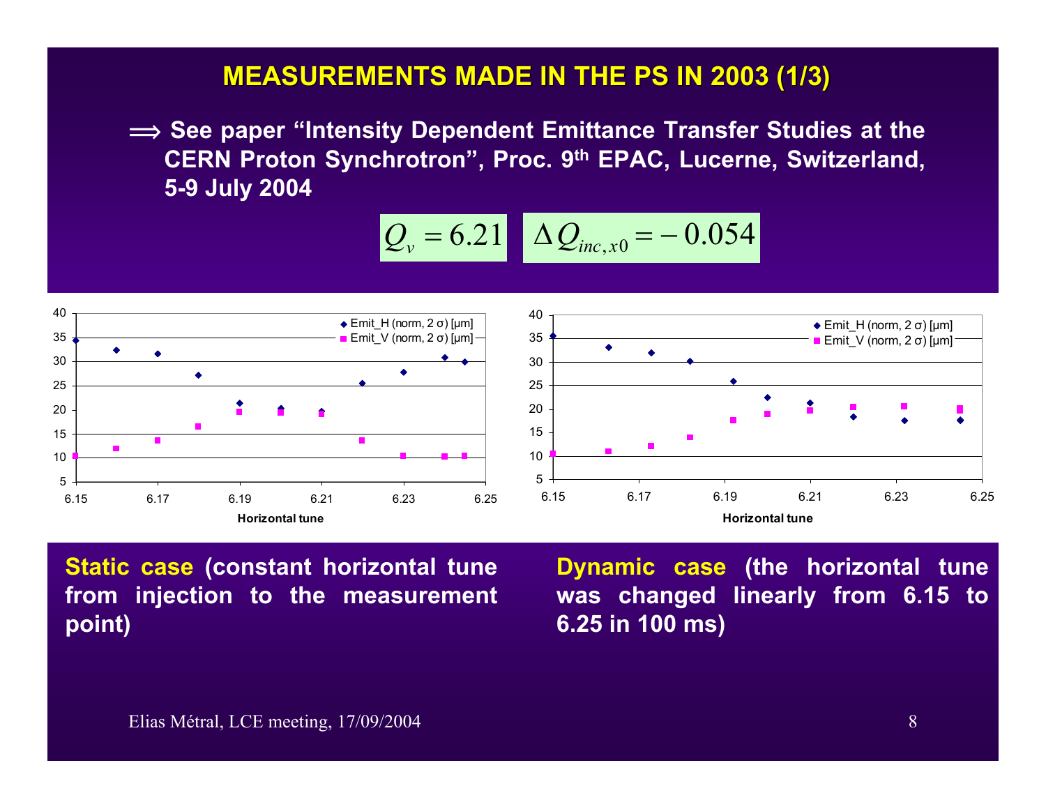# MEASUREMENTS MADE IN THE PS IN 2003 (1/3)

⟹ **See paper "Intensity Dependent Emittance Transfer Studies at the CERN Proton Synchrotron", Proc. 9th EPAC, Lucerne, Switzerland, 5-9 July 2004**

$$Q_v = 6.21 \quad \Delta Q_{inc,x0} = -0.054$$

**Static case** (constant horizontal tune from injection to the measurement point)

**Dynamic case** (the horizontal tune was changed linearly from 6.15 to 6.25 in 100 ms)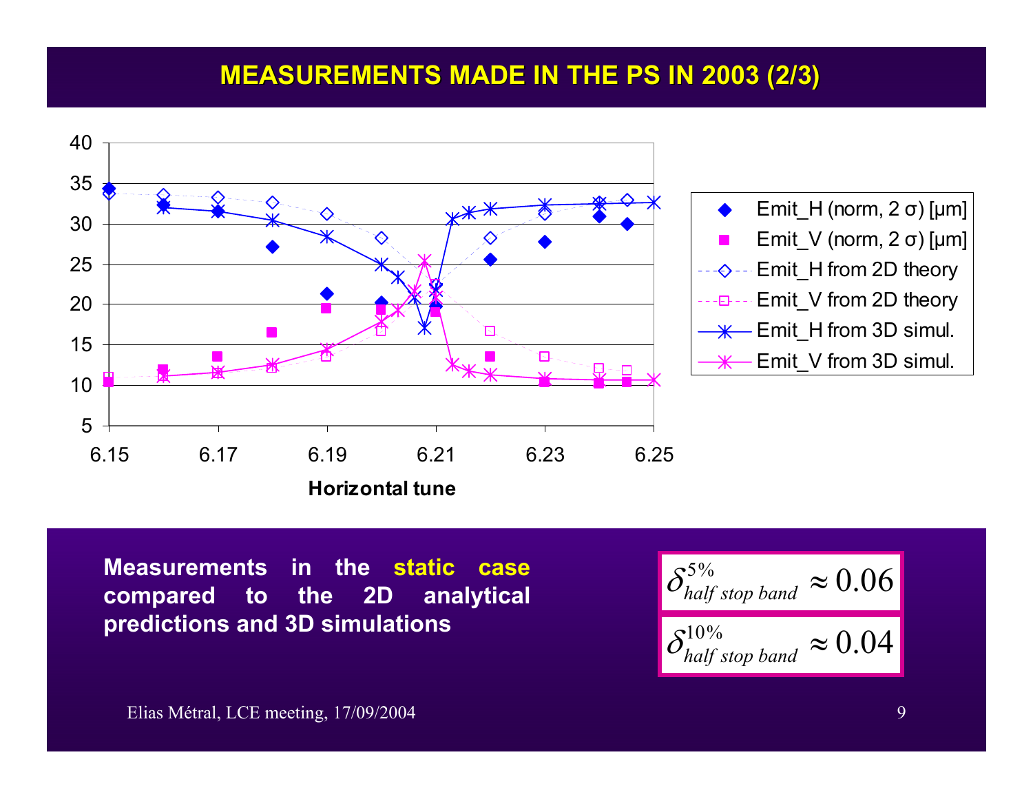# MEASUREMENTS MADE IN THE PS IN 2003 (2/3)

Legend:
- Emit_H (norm, 2 σ) [µm]
- Emit_V (norm, 2 σ) [µm]
- Emit_H from 2D theory
- Emit_V from 2D theory
- Emit_H from 3D simul.
- Emit_V from 3D simul.

Horizontal tune

**Measurements in the static case compared to the 2D analytical predictions and 3D simulations**

$$\delta^{5\%}_{half\ stop\ band} \approx 0.06$$

$$\delta^{10\%}_{half\ stop\ band} \approx 0.04$$

Elias Métral, LCE meeting, 17/09/2004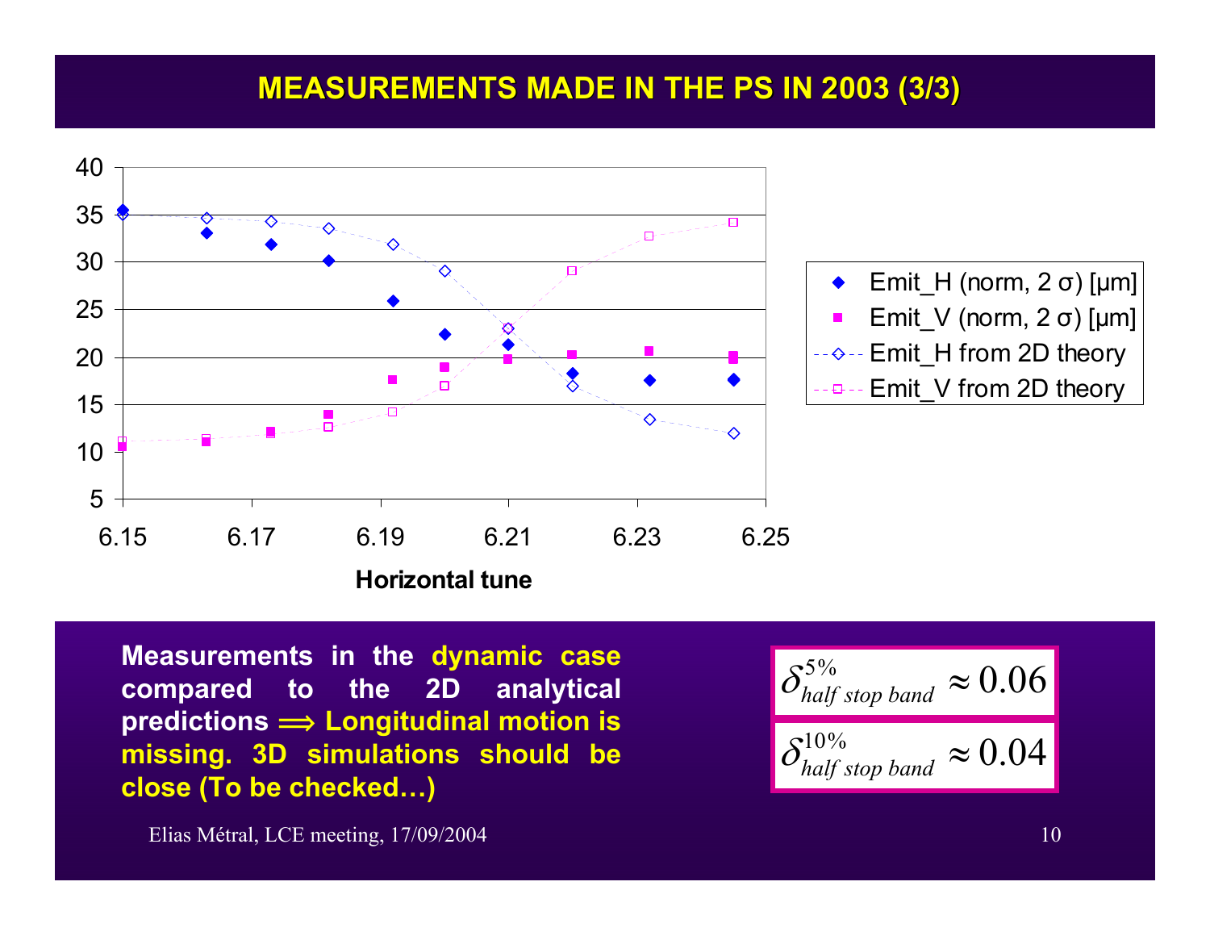# MEASUREMENTS MADE IN THE PS IN 2003 (3/3)

40
35
30
25
20
15
10
5

6.15
6.17
6.19
6.21
6.23
6.25

Horizontal tune

Emit_H (norm, 2 σ) [μm]
Emit_V (norm, 2 σ) [μm]
Emit_H from 2D theory
Emit_V from 2D theory

**Measurements in the dynamic case compared to the 2D analytical predictions ⟹ Longitudinal motion is missing. 3D simulations should be close (To be checked…)**

$$\delta^{5\%}_{half\ stop\ band} \approx 0.06$$

$$\delta^{10\%}_{half\ stop\ band} \approx 0.04$$

Elias Métral, LCE meeting, 17/09/2004